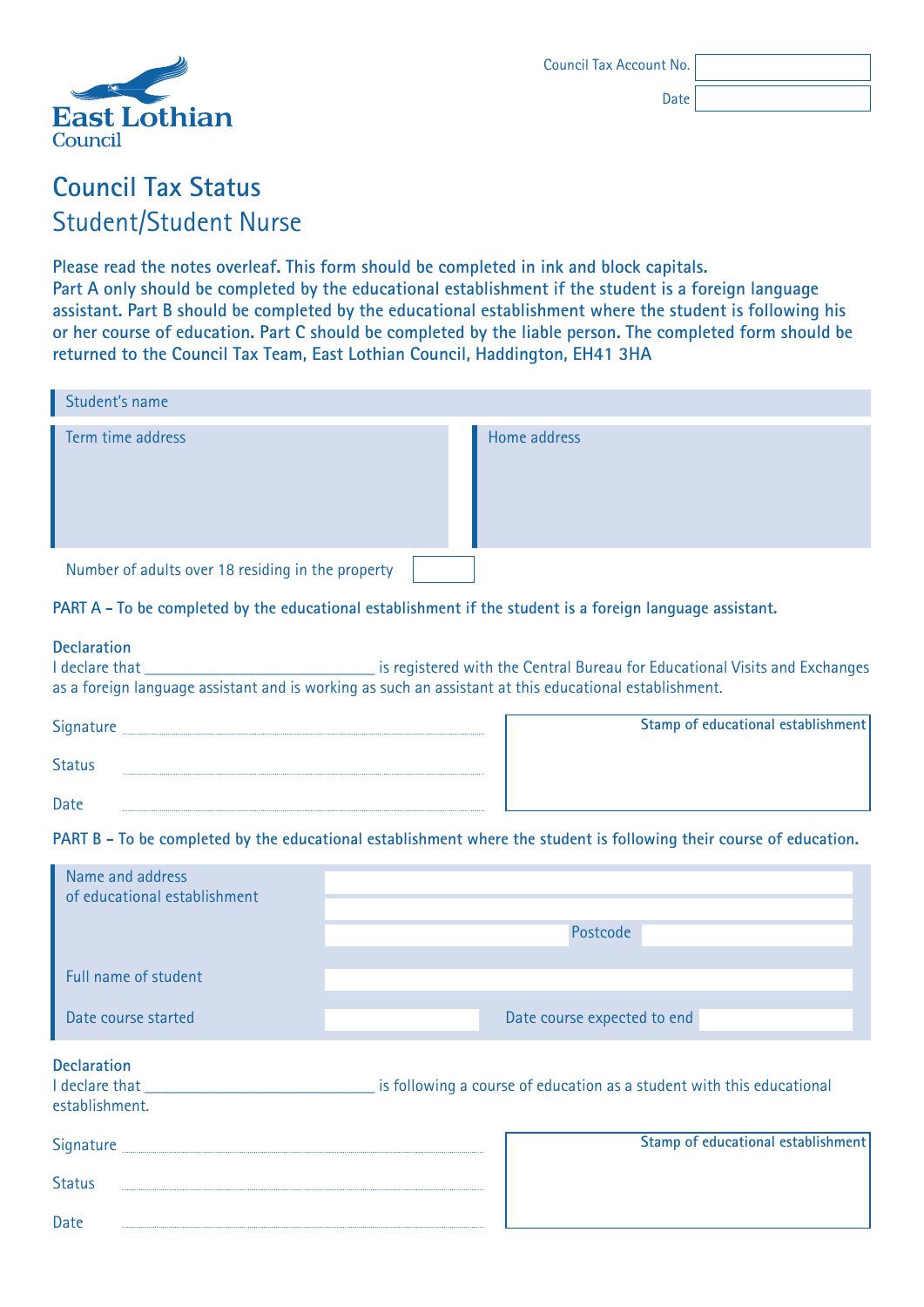East Lothian Council

Council Tax Account No. 

Date 

# Council Tax Status
## Student/Student Nurse

**Please read the notes overleaf. This form should be completed in ink and block capitals. Part A only should be completed by the educational establishment if the student is a foreign language assistant. Part B should be completed by the educational establishment where the student is following his or her course of education. Part C should be completed by the liable person. The completed form should be returned to the Council Tax Team, East Lothian Council, Haddington, EH41 3HA**

Student's name

| Term time address | Home address |
|---|---|
| | |

Number of adults over 18 residing in the property 

**PART A – To be completed by the educational establishment if the student is a foreign language assistant.**

**Declaration**

I declare that ____________________________ is registered with the Central Bureau for Educational Visits and Exchanges as a foreign language assistant and is working as such an assistant at this educational establishment.

Signature ............................................

Status ............................................

Date ............................................

**Stamp of educational establishment**

**PART B – To be completed by the educational establishment where the student is following their course of education.**

| | |
|---|---|
| Name and address of educational establishment | |
| | Postcode |
| Full name of student | |
| Date course started | Date course expected to end |

**Declaration**

I declare that ____________________________ is following a course of education as a student with this educational establishment.

Signature ............................................

Status ............................................

Date ............................................

**Stamp of educational establishment**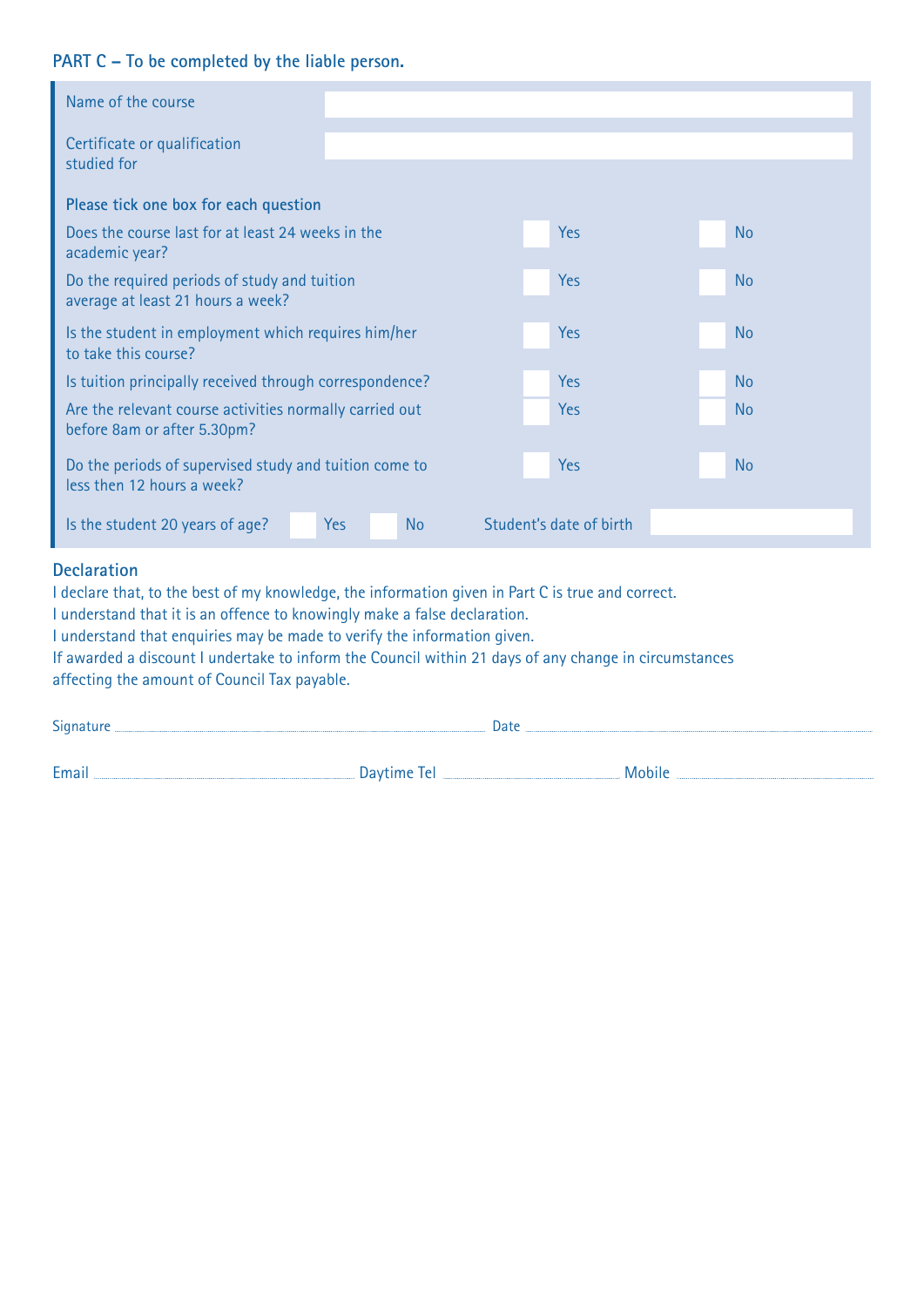## PART C – To be completed by the liable person.

| | |
|---|---|
| Name of the course | |
| Certificate or qualification studied for | |

**Please tick one box for each question**

| Question | | |
|---|---|---|
| Does the course last for at least 24 weeks in the academic year? | ☐ Yes | ☐ No |
| Do the required periods of study and tuition average at least 21 hours a week? | ☐ Yes | ☐ No |
| Is the student in employment which requires him/her to take this course? | ☐ Yes | ☐ No |
| Is tuition principally received through correspondence? | ☐ Yes | ☐ No |
| Are the relevant course activities normally carried out before 8am or after 5.30pm? | ☐ Yes | ☐ No |
| Do the periods of supervised study and tuition come to less then 12 hours a week? | ☐ Yes | ☐ No |

Is the student 20 years of age? ☐ Yes ☐ No Student's date of birth ____________

### Declaration

I declare that, to the best of my knowledge, the information given in Part C is true and correct.
I understand that it is an offence to knowingly make a false declaration.
I understand that enquiries may be made to verify the information given.
If awarded a discount I undertake to inform the Council within 21 days of any change in circumstances affecting the amount of Council Tax payable.

Signature ........................................ Date ........................................

Email ........................................ Daytime Tel ........................................ Mobile ........................................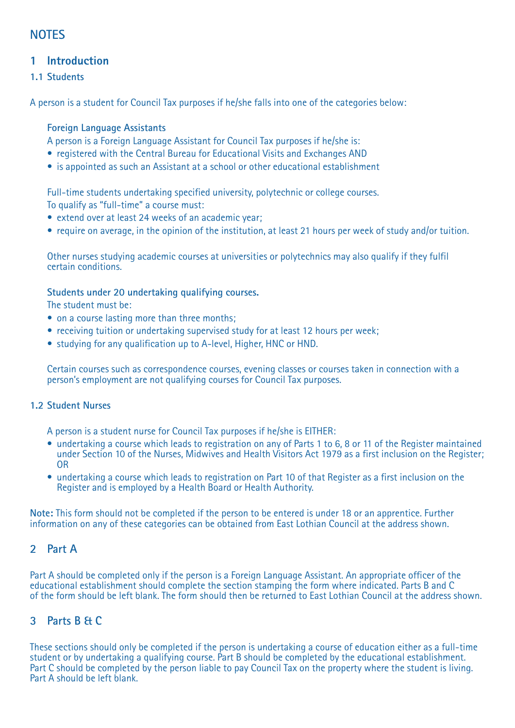# NOTES

## 1 Introduction

### 1.1 Students

A person is a student for Council Tax purposes if he/she falls into one of the categories below:

**Foreign Language Assistants**

A person is a Foreign Language Assistant for Council Tax purposes if he/she is:

- registered with the Central Bureau for Educational Visits and Exchanges AND
- is appointed as such an Assistant at a school or other educational establishment

Full-time students undertaking specified university, polytechnic or college courses.
To qualify as "full-time" a course must:

- extend over at least 24 weeks of an academic year;
- require on average, in the opinion of the institution, at least 21 hours per week of study and/or tuition.

Other nurses studying academic courses at universities or polytechnics may also qualify if they fulfil certain conditions.

**Students under 20 undertaking qualifying courses.**

The student must be:

- on a course lasting more than three months;
- receiving tuition or undertaking supervised study for at least 12 hours per week;
- studying for any qualification up to A-level, Higher, HNC or HND.

Certain courses such as correspondence courses, evening classes or courses taken in connection with a person's employment are not qualifying courses for Council Tax purposes.

### 1.2 Student Nurses

A person is a student nurse for Council Tax purposes if he/she is EITHER:

- undertaking a course which leads to registration on any of Parts 1 to 6, 8 or 11 of the Register maintained under Section 10 of the Nurses, Midwives and Health Visitors Act 1979 as a first inclusion on the Register; OR
- undertaking a course which leads to registration on Part 10 of that Register as a first inclusion on the Register and is employed by a Health Board or Health Authority.

**Note:** This form should not be completed if the person to be entered is under 18 or an apprentice. Further information on any of these categories can be obtained from East Lothian Council at the address shown.

## 2 Part A

Part A should be completed only if the person is a Foreign Language Assistant. An appropriate officer of the educational establishment should complete the section stamping the form where indicated. Parts B and C of the form should be left blank. The form should then be returned to East Lothian Council at the address shown.

## 3 Parts B & C

These sections should only be completed if the person is undertaking a course of education either as a full-time student or by undertaking a qualifying course. Part B should be completed by the educational establishment. Part C should be completed by the person liable to pay Council Tax on the property where the student is living. Part A should be left blank.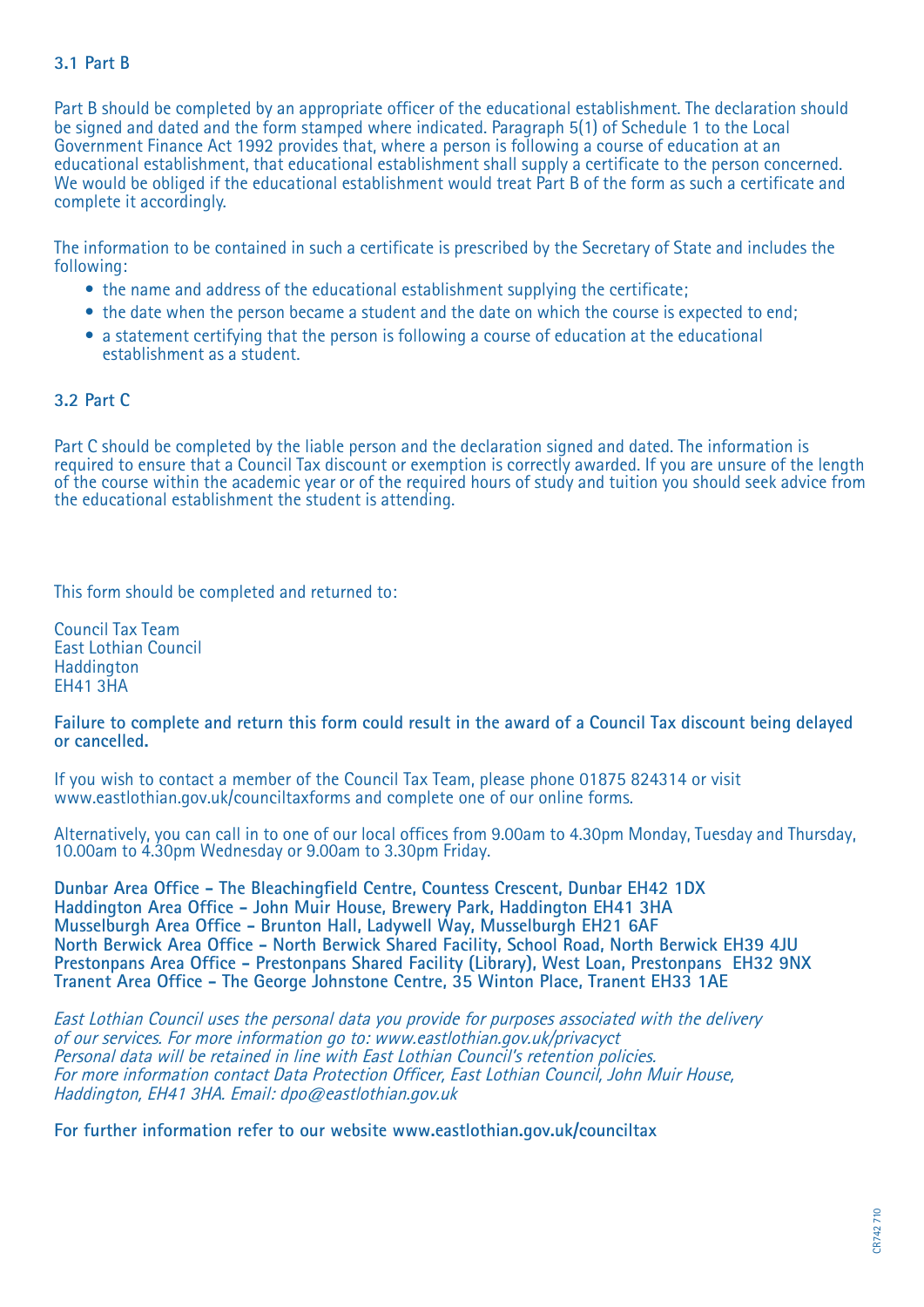### 3.1 Part B

Part B should be completed by an appropriate officer of the educational establishment. The declaration should be signed and dated and the form stamped where indicated. Paragraph 5(1) of Schedule 1 to the Local Government Finance Act 1992 provides that, where a person is following a course of education at an educational establishment, that educational establishment shall supply a certificate to the person concerned. We would be obliged if the educational establishment would treat Part B of the form as such a certificate and complete it accordingly.

The information to be contained in such a certificate is prescribed by the Secretary of State and includes the following:

- the name and address of the educational establishment supplying the certificate;
- the date when the person became a student and the date on which the course is expected to end;
- a statement certifying that the person is following a course of education at the educational establishment as a student.

### 3.2 Part C

Part C should be completed by the liable person and the declaration signed and dated. The information is required to ensure that a Council Tax discount or exemption is correctly awarded. If you are unsure of the length of the course within the academic year or of the required hours of study and tuition you should seek advice from the educational establishment the student is attending.

This form should be completed and returned to:

Council Tax Team
East Lothian Council
Haddington
EH41 3HA

**Failure to complete and return this form could result in the award of a Council Tax discount being delayed or cancelled.**

If you wish to contact a member of the Council Tax Team, please phone 01875 824314 or visit www.eastlothian.gov.uk/counciltaxforms and complete one of our online forms.

Alternatively, you can call in to one of our local offices from 9.00am to 4.30pm Monday, Tuesday and Thursday, 10.00am to 4.30pm Wednesday or 9.00am to 3.30pm Friday.

**Dunbar Area Office – The Bleachingfield Centre, Countess Crescent, Dunbar EH42 1DX**
**Haddington Area Office – John Muir House, Brewery Park, Haddington EH41 3HA**
**Musselburgh Area Office – Brunton Hall, Ladywell Way, Musselburgh EH21 6AF**
**North Berwick Area Office – North Berwick Shared Facility, School Road, North Berwick EH39 4JU**
**Prestonpans Area Office – Prestonpans Shared Facility (Library), West Loan, Prestonpans EH32 9NX**
**Tranent Area Office – The George Johnstone Centre, 35 Winton Place, Tranent EH33 1AE**

*East Lothian Council uses the personal data you provide for purposes associated with the delivery of our services. For more information go to: www.eastlothian.gov.uk/privacyct*
*Personal data will be retained in line with East Lothian Council's retention policies.*
*For more information contact Data Protection Officer, East Lothian Council, John Muir House, Haddington, EH41 3HA. Email: dpo@eastlothian.gov.uk*

**For further information refer to our website www.eastlothian.gov.uk/counciltax**

CR742 710